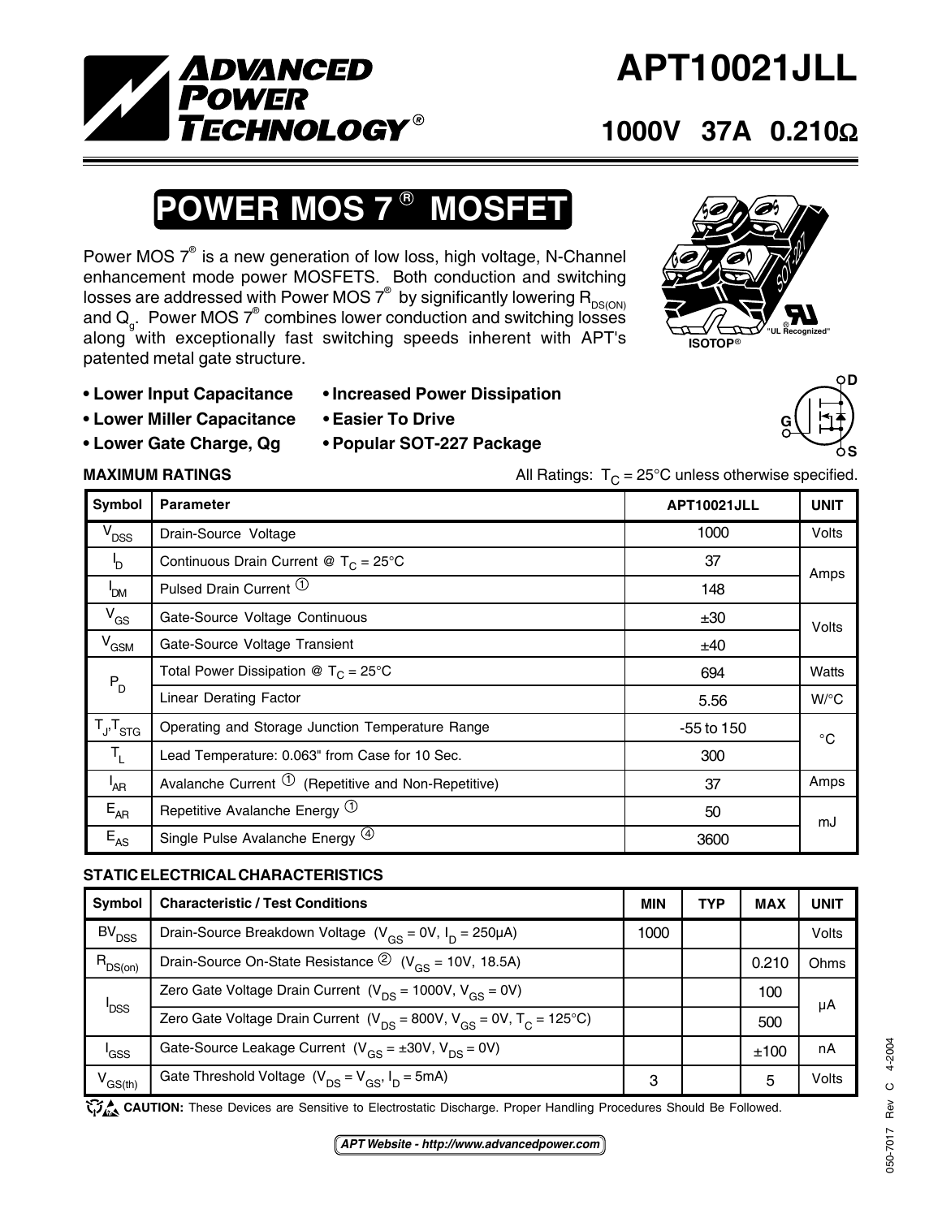# APT10021JLL

**1000V 37A 0.210Ω**

## POWER MOS 7® MOSFET

Power MOS 7® is a new generation of low loss, high voltage, N-Channel enhancement mode power MOSFETS. Both conduction and switching losses are addressed with Power MOS 7® by significantly lowering $R_{DS(ON)}$ and $Q_g$. Power MOS 7® combines lower conduction and switching losses along with exceptionally fast switching speeds inherent with APT's patented metal gate structure.

- **Lower Input Capacitance**
- **Lower Miller Capacitance**
- **Lower Gate Charge, Qg**
- **Increased Power Dissipation**
- **Easier To Drive**
- **Popular SOT-227 Package**

### MAXIMUM RATINGS

All Ratings: $T_C$ = 25°C unless otherwise specified.

| Symbol | Parameter | APT10021JLL | UNIT |
|---|---|---|---|
| $V_{DSS}$ | Drain-Source Voltage | 1000 | Volts |
| $I_D$ | Continuous Drain Current @ $T_C$ = 25°C | 37 | Amps |
| $I_{DM}$ | Pulsed Drain Current ① | 148 | |
| $V_{GS}$ | Gate-Source Voltage Continuous | ±30 | Volts |
| $V_{GSM}$ | Gate-Source Voltage Transient | ±40 | |
| $P_D$ | Total Power Dissipation @ $T_C$ = 25°C | 694 | Watts |
| | Linear Derating Factor | 5.56 | W/°C |
| $T_J$,$T_{STG}$ | Operating and Storage Junction Temperature Range | -55 to 150 | °C |
| $T_L$ | Lead Temperature: 0.063" from Case for 10 Sec. | 300 | |
| $I_{AR}$ | Avalanche Current ① (Repetitive and Non-Repetitive) | 37 | Amps |
| $E_{AR}$ | Repetitive Avalanche Energy ① | 50 | mJ |
| $E_{AS}$ | Single Pulse Avalanche Energy ④ | 3600 | |

### STATIC ELECTRICAL CHARACTERISTICS

| Symbol | Characteristic / Test Conditions | MIN | TYP | MAX | UNIT |
|---|---|---|---|---|---|
| $BV_{DSS}$ | Drain-Source Breakdown Voltage ($V_{GS}$ = 0V, $I_D$ = 250μA) | 1000 | | | Volts |
| $R_{DS(on)}$ | Drain-Source On-State Resistance ② ($V_{GS}$ = 10V, 18.5A) | | | 0.210 | Ohms |
| $I_{DSS}$ | Zero Gate Voltage Drain Current ($V_{DS}$ = 1000V, $V_{GS}$ = 0V) | | | 100 | μA |
| | Zero Gate Voltage Drain Current ($V_{DS}$ = 800V, $V_{GS}$ = 0V, $T_C$ = 125°C) | | | 500 | |
| $I_{GSS}$ | Gate-Source Leakage Current ($V_{GS}$ = ±30V, $V_{DS}$ = 0V) | | | ±100 | nA |
| $V_{GS(th)}$ | Gate Threshold Voltage ($V_{DS}$ = $V_{GS}$, $I_D$ = 5mA) | 3 | | 5 | Volts |

**CAUTION:** These Devices are Sensitive to Electrostatic Discharge. Proper Handling Procedures Should Be Followed.

*APT Website - http://www.advancedpower.com*

050-7017 Rev C 4-2004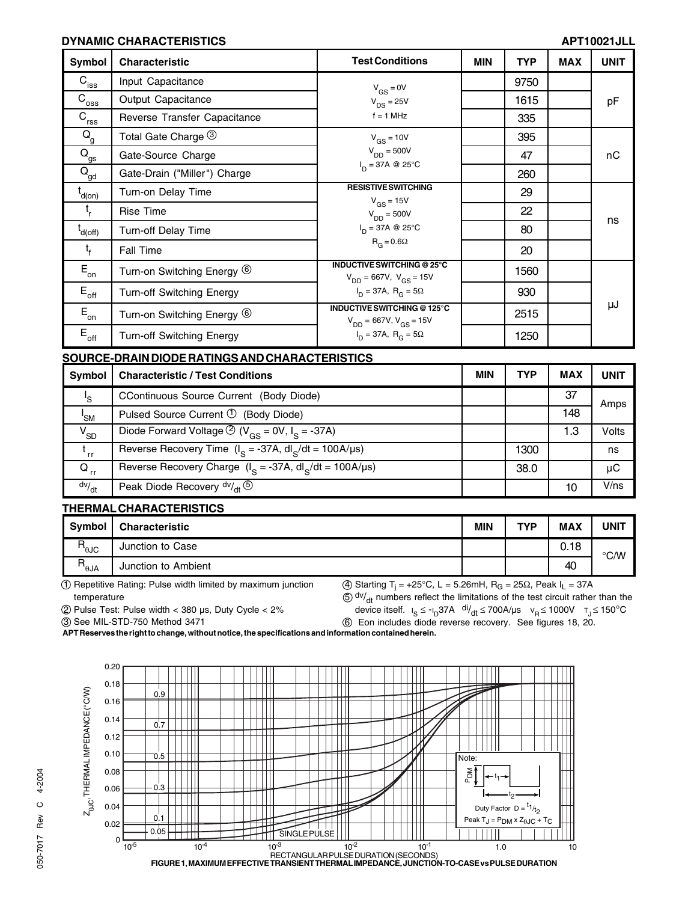## DYNAMIC CHARACTERISTICS

APT10021JLL

| Symbol | Characteristic | Test Conditions | MIN | TYP | MAX | UNIT |
|---|---|---|---|---|---|---|
| $C_{iss}$ | Input Capacitance | $V_{GS} = 0V$ | | 9750 | | pF |
| $C_{oss}$ | Output Capacitance | $V_{DS} = 25V$ | | 1615 | | |
| $C_{rss}$ | Reverse Transfer Capacitance | f = 1 MHz | | 335 | | |
| $Q_g$ | Total Gate Charge ③ | $V_{GS} = 10V$ | | 395 | | nC |
| $Q_{gs}$ | Gate-Source Charge | $V_{DD} = 500V$ | | 47 | | |
| $Q_{gd}$ | Gate-Drain ("Miller") Charge | $I_D = 37A$ @ 25°C | | 260 | | |
| $t_{d(on)}$ | Turn-on Delay Time | **RESISTIVE SWITCHING** $V_{GS} = 15V$ | | 29 | | ns |
| $t_r$ | Rise Time | $V_{DD} = 500V$ | | 22 | | |
| $t_{d(off)}$ | Turn-off Delay Time | $I_D = 37A$ @ 25°C | | 80 | | |
| $t_f$ | Fall Time | $R_G = 0.6\Omega$ | | 20 | | |
| $E_{on}$ | Turn-on Switching Energy ⑥ | **INDUCTIVE SWITCHING @ 25°C** $V_{DD} = 667V$, $V_{GS} = 15V$ | | 1560 | | µJ |
| $E_{off}$ | Turn-off Switching Energy | $I_D = 37A$, $R_G = 5\Omega$ | | 930 | | |
| $E_{on}$ | Turn-on Switching Energy ⑥ | **INDUCTIVE SWITCHING @ 125°C** $V_{DD} = 667V$, $V_{GS} = 15V$ | | 2515 | | |
| $E_{off}$ | Turn-off Switching Energy | $I_D = 37A$, $R_G = 5\Omega$ | | 1250 | | |

## SOURCE-DRAIN DIODE RATINGS AND CHARACTERISTICS

| Symbol | Characteristic / Test Conditions | MIN | TYP | MAX | UNIT |
|---|---|---|---|---|---|
| $I_S$ | CContinuous Source Current (Body Diode) | | | 37 | Amps |
| $I_{SM}$ | Pulsed Source Current ① (Body Diode) | | | 148 | |
| $V_{SD}$ | Diode Forward Voltage ② ($V_{GS} = 0V$, $I_S = -37A$) | | | 1.3 | Volts |
| $t_{rr}$ | Reverse Recovery Time ($I_S = -37A$, $dI_S/dt = 100A/\mu s$) | | 1300 | | ns |
| $Q_{rr}$ | Reverse Recovery Charge ($I_S = -37A$, $dI_S/dt = 100A/\mu s$) | | 38.0 | | µC |
| $dv/_{dt}$ | Peak Diode Recovery $dv/_{dt}$ ⑤ | | | 10 | V/ns |

## THERMAL CHARACTERISTICS

| Symbol | Characteristic | MIN | TYP | MAX | UNIT |
|---|---|---|---|---|---|
| $R_{\theta JC}$ | Junction to Case | | | 0.18 | °C/W |
| $R_{\theta JA}$ | Junction to Ambient | | | 40 | |

① Repetitive Rating: Pulse width limited by maximum junction temperature

② Pulse Test: Pulse width < 380 µs, Duty Cycle < 2%

③ See MIL-STD-750 Method 3471

④ Starting $T_j = +25°C$, L = 5.26mH, $R_G = 25\Omega$, Peak $I_L = 37A$

⑤ $dv/_{dt}$ numbers reflect the limitations of the test circuit rather than the device itself. $I_S \leq -I_D 37A$ $di/_{dt} \leq 700A/\mu s$ $V_R \leq 1000V$ $T_J \leq 150°C$

⑥ Eon includes diode reverse recovery. See figures 18, 20.

**APT Reserves the right to change, without notice, the specifications and information contained herein.**

FIGURE 1, MAXIMUM EFFECTIVE TRANSIENT THERMAL IMPEDANCE, JUNCTION-TO-CASE vs PULSE DURATION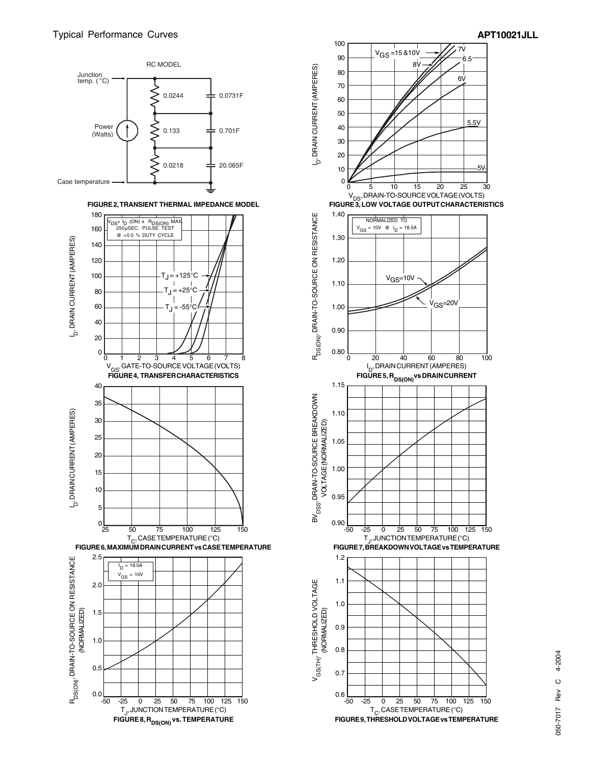FIGURE 2, TRANSIENT THERMAL IMPEDANCE MODEL

FIGURE 3, LOW VOLTAGE OUTPUT CHARACTERISTICS

FIGURE 4, TRANSFER CHARACTERISTICS

FIGURE 5, $R_{DS(ON)}$ vs DRAIN CURRENT

FIGURE 6, MAXIMUM DRAIN CURRENT vs CASE TEMPERATURE

FIGURE 7, BREAKDOWN VOLTAGE vs TEMPERATURE

FIGURE 8, $R_{DS(ON)}$ vs. TEMPERATURE

FIGURE 9, THRESHOLD VOLTAGE vs TEMPERATURE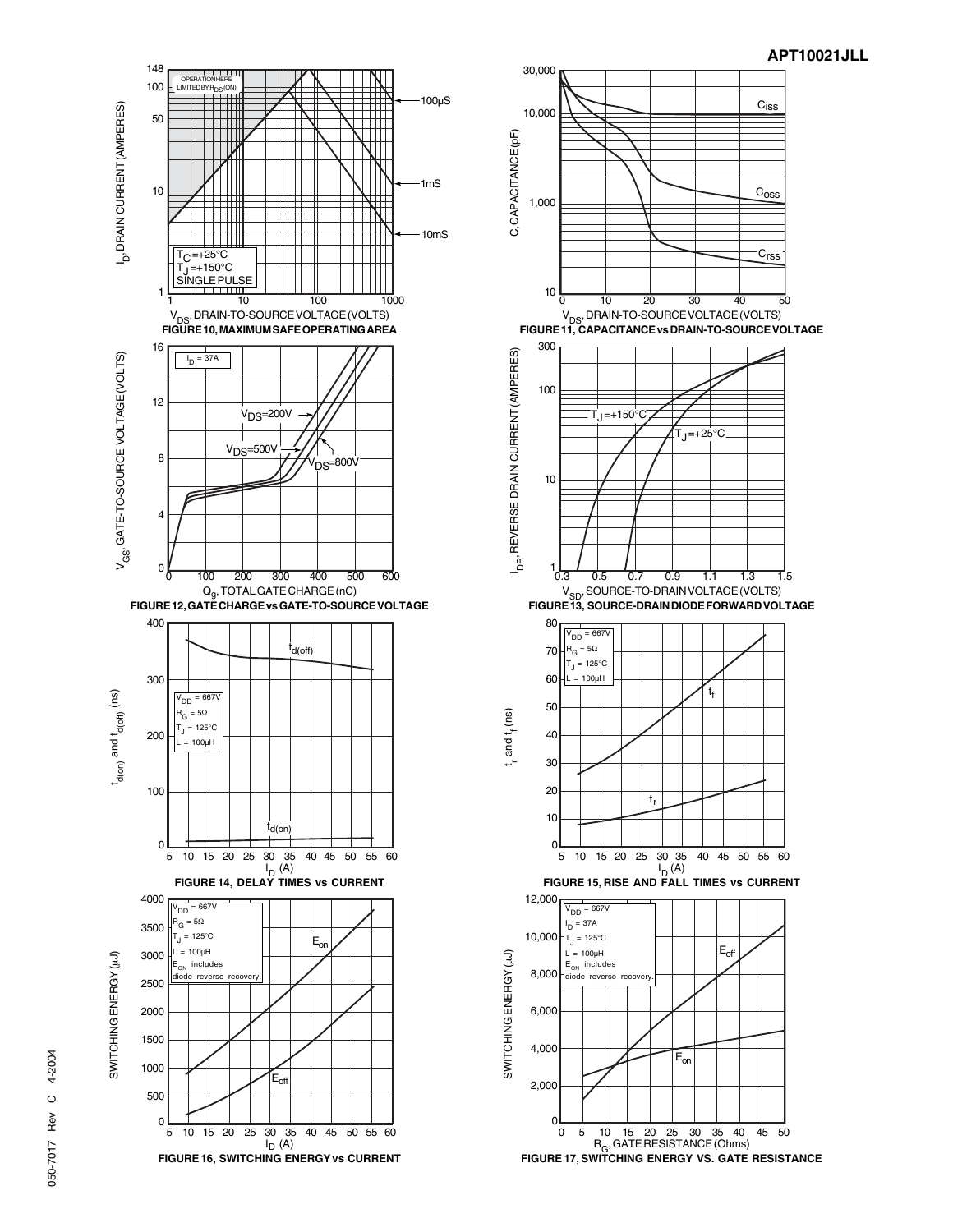FIGURE 10, MAXIMUM SAFE OPERATING AREA

FIGURE 11, CAPACITANCE vs DRAIN-TO-SOURCE VOLTAGE

FIGURE 12, GATE CHARGE vs GATE-TO-SOURCE VOLTAGE

FIGURE 13, SOURCE-DRAIN DIODE FORWARD VOLTAGE

FIGURE 14, DELAY TIMES vs CURRENT

FIGURE 15, RISE AND FALL TIMES vs CURRENT

FIGURE 16, SWITCHING ENERGY vs CURRENT

FIGURE 17, SWITCHING ENERGY VS. GATE RESISTANCE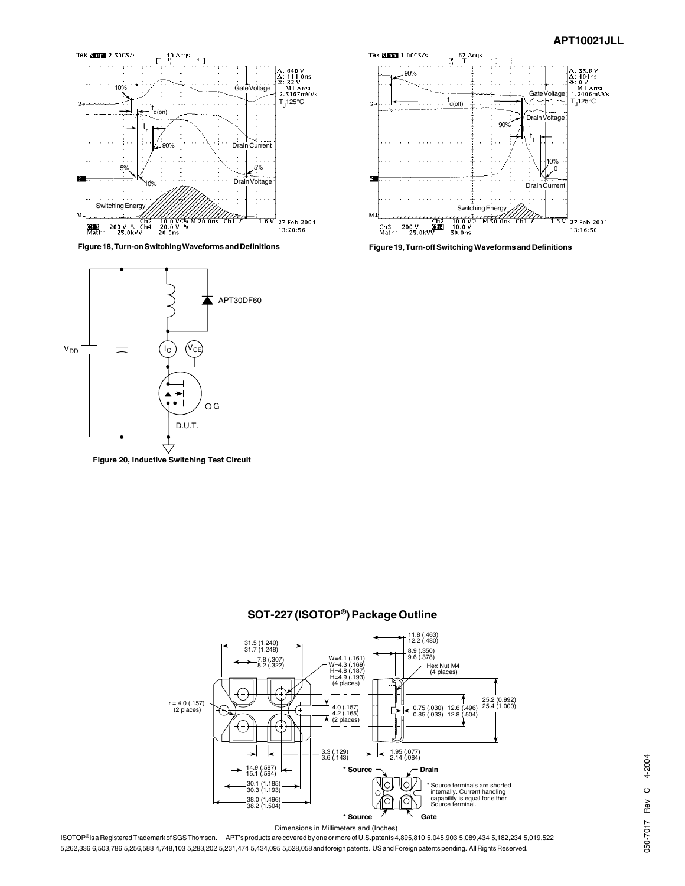Tek Stop: 2.50GS/s 40 Acqs

Δ: 640 V
Δ: 114.0ns
@: 32 V
M1 Area
2.5167mVVs
$T_J$125°C

10%

Gate Voltage

$t_{d(on)}$

$t_r$

90%

Drain Current

5%

5%

10%

Drain Voltage

Switching Energy

Ch3 200 V Ch2 10.0 V Ch4 20.0 V M 20.0ns Ch1 1.6 V 27 Feb 2004 13:20:56
Math1 25.0kVV 20.0ns

**Figure 18, Turn-on Switching Waveforms and Definitions**

Tek Stop: 1.00GS/s 67 Acqs

Δ: 35.6 V
Δ: 404ns
@: 0 V
M1 Area
1.2496mVVs
$T_J$125°C

90%

$t_{d(off)}$

Gate Voltage

Drain Voltage

90%

$t_f$

10%

0

Drain Current

Switching Energy

Ch3 200 V Ch2 10.0 V Ch4 10.0 V M 50.0ns Ch1 1.6 V 27 Feb 2004 13:16:50
Math1 25.0kVV 50.0ns

**Figure 19, Turn-off Switching Waveforms and Definitions**

APT30DF60

$V_{DD}$

$I_C$

$V_{CE}$

G

D.U.T.

**Figure 20, Inductive Switching Test Circuit**

## SOT-227 (ISOTOP®) Package Outline

31.5 (1.240)
31.7 (1.248)

7.8 (.307)
8.2 (.322)

W=4.1 (.161)
W=4.3 (.169)
H=4.8 (.187)
H=4.9 (.193)
(4 places)

11.8 (.463)
12.2 (.480)

8.9 (.350)
9.6 (.378)

Hex Nut M4
(4 places)

r = 4.0 (.157)
(2 places)

4.0 (.157)
4.2 (.165)
(2 places)

0.75 (.030) 12.6 (.496)
0.85 (.033) 12.8 (.504)

25.2 (0.992)
25.4 (1.000)

3.3 (.129)
3.6 (.143)

1.95 (.077)
2.14 (.084)

14.9 (.587)
15.1 (.594)

30.1 (1.185)
30.3 (1.193)

38.0 (1.496)
38.2 (1.504)

* Source

Drain

* Source terminals are shorted internally. Current handling capability is equal for either Source terminal.

* Source

Gate

Dimensions in Millimeters and (Inches)

ISOTOP® is a Registered Trademark of SGS Thomson. APT's products are covered by one or more of U.S. patents 4,895,810 5,045,903 5,089,434 5,182,234 5,019,522 5,262,336 6,503,786 5,256,583 4,748,103 5,283,202 5,231,474 5,434,095 5,528,058 and foreign patents. US and Foreign patents pending. All Rights Reserved.